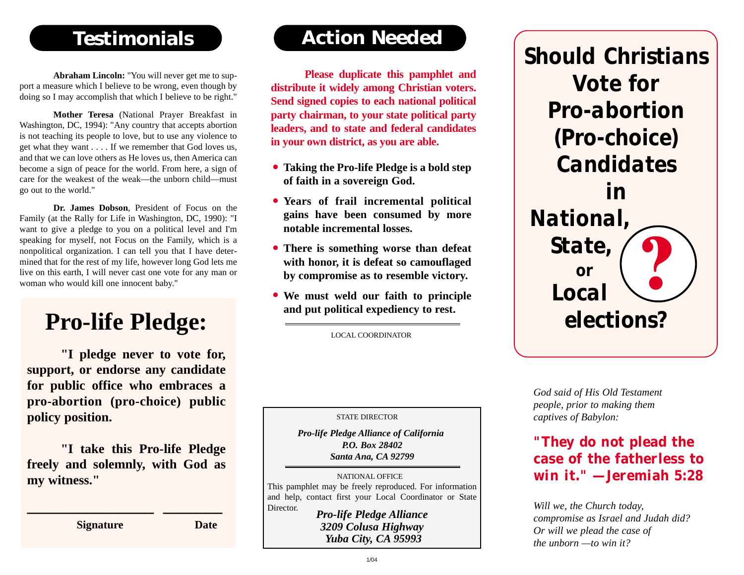## Testimonials

**Abraham Lincoln:** "You will never get me to support a measure which I believe to be wrong, even though by doing so I may accomplish that which I believe to be right."

**Mother Teresa** (National Prayer Breakfast in Washington, DC, 1994): "Any country that accepts abortion is not teaching its people to love, but to use any violence to get what they want . . . . If we remember that God loves us, and that we can love others as He loves us, then America can become a sign of peace for the world. From here, a sign of care for the weakest of the weak—the unborn child—must go out to the world."

**Dr. James Dobson**, President of Focus on the Family (at the Rally for Life in Washington, DC, 1990): "I want to give a pledge to you on a political level and I'm speaking for myself, not Focus on the Family, which is a nonpolitical organization. I can tell you that I have determined that for the rest of my life, however long God lets me live on this earth, I will never cast one vote for any man or woman who would kill one innocent baby."

# Pro-life Pledge:

**"I pledge never to vote for, support, or endorse any candidate for public office who embraces a pro-abortion (pro-choice) public policy position.**

**"I take this Pro-life Pledge freely and solemnly, with God as my witness."**

**Signature** ____________________ **Date** __________

## Action Needed

**Please duplicate this pamphlet and distribute it widely among Christian voters. Send signed copies to each national political party chairman, to your state political party leaders, and to state and federal candidates in your own district, as you are able.**

- **Taking the Pro-life Pledge is a bold step of faith in a sovereign God.**
- **Years of frail incremental political gains have been consumed by more notable incremental losses.**
- **There is something worse than defeat with honor, it is defeat so camouflaged by compromise as to resemble victory.**
- **We must weld our faith to principle and put political expediency to rest.**

LOCAL COORDINATOR

STATE DIRECTOR

***Pro-life Pledge Alliance of California***
***P.O. Box 28402***
***Santa Ana, CA 92799***

NATIONAL OFFICE

This pamphlet may be freely reproduced. For information and help, contact first your Local Coordinator or State Director.

***Pro-life Pledge Alliance***
***3209 Colusa Highway***
***Yuba City, CA 95993***

1/04

# Should Christians Vote for Pro-abortion (Pro-choice) Candidates in National, State, or Local elections?

*God said of His Old Testament people, prior to making them captives of Babylon:*

**"They do not plead the case of the fatherless to win it." —Jeremiah 5:28**

*Will we, the Church today, compromise as Israel and Judah did? Or will we plead the case of the unborn —to win it?*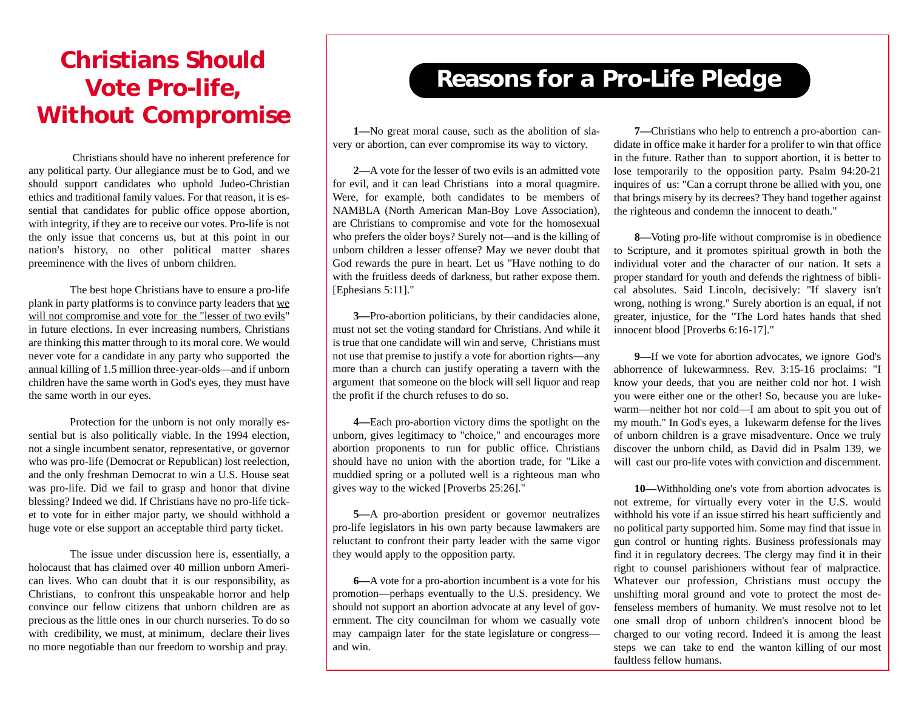# Christians Should Vote Pro-life, Without Compromise

Christians should have no inherent preference for any political party. Our allegiance must be to God, and we should support candidates who uphold Judeo-Christian ethics and traditional family values. For that reason, it is essential that candidates for public office oppose abortion, with integrity, if they are to receive our votes. Pro-life is not the only issue that concerns us, but at this point in our nation's history, no other political matter shares preeminence with the lives of unborn children.

The best hope Christians have to ensure a pro-life plank in party platforms is to convince party leaders that <u>we will not compromise and vote for the "lesser of two evils"</u> in future elections. In ever increasing numbers, Christians are thinking this matter through to its moral core. We would never vote for a candidate in any party who supported the annual killing of 1.5 million three-year-olds—and if unborn children have the same worth in God's eyes, they must have the same worth in our eyes.

Protection for the unborn is not only morally essential but is also politically viable. In the 1994 election, not a single incumbent senator, representative, or governor who was pro-life (Democrat or Republican) lost reelection, and the only freshman Democrat to win a U.S. House seat was pro-life. Did we fail to grasp and honor that divine blessing? Indeed we did. If Christians have no pro-life ticket to vote for in either major party, we should withhold a huge vote or else support an acceptable third party ticket.

The issue under discussion here is, essentially, a holocaust that has claimed over 40 million unborn American lives. Who can doubt that it is our responsibility, as Christians, to confront this unspeakable horror and help convince our fellow citizens that unborn children are as precious as the little ones in our church nurseries. To do so with credibility, we must, at minimum, declare their lives no more negotiable than our freedom to worship and pray.

# Reasons for a Pro-Life Pledge

**1—**No great moral cause, such as the abolition of slavery or abortion, can ever compromise its way to victory.

**2—**A vote for the lesser of two evils is an admitted vote for evil, and it can lead Christians into a moral quagmire. Were, for example, both candidates to be members of NAMBLA (North American Man-Boy Love Association), are Christians to compromise and vote for the homosexual who prefers the older boys? Surely not—and is the killing of unborn children a lesser offense? May we never doubt that God rewards the pure in heart. Let us "Have nothing to do with the fruitless deeds of darkness, but rather expose them. [Ephesians 5:11]."

**3—**Pro-abortion politicians, by their candidacies alone, must not set the voting standard for Christians. And while it is true that one candidate will win and serve, Christians must not use that premise to justify a vote for abortion rights—any more than a church can justify operating a tavern with the argument that someone on the block will sell liquor and reap the profit if the church refuses to do so.

**4—**Each pro-abortion victory dims the spotlight on the unborn, gives legitimacy to "choice," and encourages more abortion proponents to run for public office. Christians should have no union with the abortion trade, for "Like a muddied spring or a polluted well is a righteous man who gives way to the wicked [Proverbs 25:26]."

**5—**A pro-abortion president or governor neutralizes pro-life legislators in his own party because lawmakers are reluctant to confront their party leader with the same vigor they would apply to the opposition party.

**6—**A vote for a pro-abortion incumbent is a vote for his promotion—perhaps eventually to the U.S. presidency. We should not support an abortion advocate at any level of government. The city councilman for whom we casually vote may campaign later for the state legislature or congress—and win.

**7—**Christians who help to entrench a pro-abortion candidate in office make it harder for a prolifer to win that office in the future. Rather than to support abortion, it is better to lose temporarily to the opposition party. Psalm 94:20-21 inquires of us: "Can a corrupt throne be allied with you, one that brings misery by its decrees? They band together against the righteous and condemn the innocent to death."

**8—**Voting pro-life without compromise is in obedience to Scripture, and it promotes spiritual growth in both the individual voter and the character of our nation. It sets a proper standard for youth and defends the rightness of biblical absolutes. Said Lincoln, decisively: "If slavery isn't wrong, nothing is wrong." Surely abortion is an equal, if not greater, injustice, for the "The Lord hates hands that shed innocent blood [Proverbs 6:16-17]."

**9—**If we vote for abortion advocates, we ignore God's abhorrence of lukewarmness. Rev. 3:15-16 proclaims: "I know your deeds, that you are neither cold nor hot. I wish you were either one or the other! So, because you are lukewarm—neither hot nor cold—I am about to spit you out of my mouth." In God's eyes, a lukewarm defense for the lives of unborn children is a grave misadventure. Once we truly discover the unborn child, as David did in Psalm 139, we will cast our pro-life votes with conviction and discernment.

**10—**Withholding one's vote from abortion advocates is not extreme, for virtually every voter in the U.S. would withhold his vote if an issue stirred his heart sufficiently and no political party supported him. Some may find that issue in gun control or hunting rights. Business professionals may find it in regulatory decrees. The clergy may find it in their right to counsel parishioners without fear of malpractice. Whatever our profession, Christians must occupy the unshifting moral ground and vote to protect the most defenseless members of humanity. We must resolve not to let one small drop of unborn children's innocent blood be charged to our voting record. Indeed it is among the least steps we can take to end the wanton killing of our most faultless fellow humans.